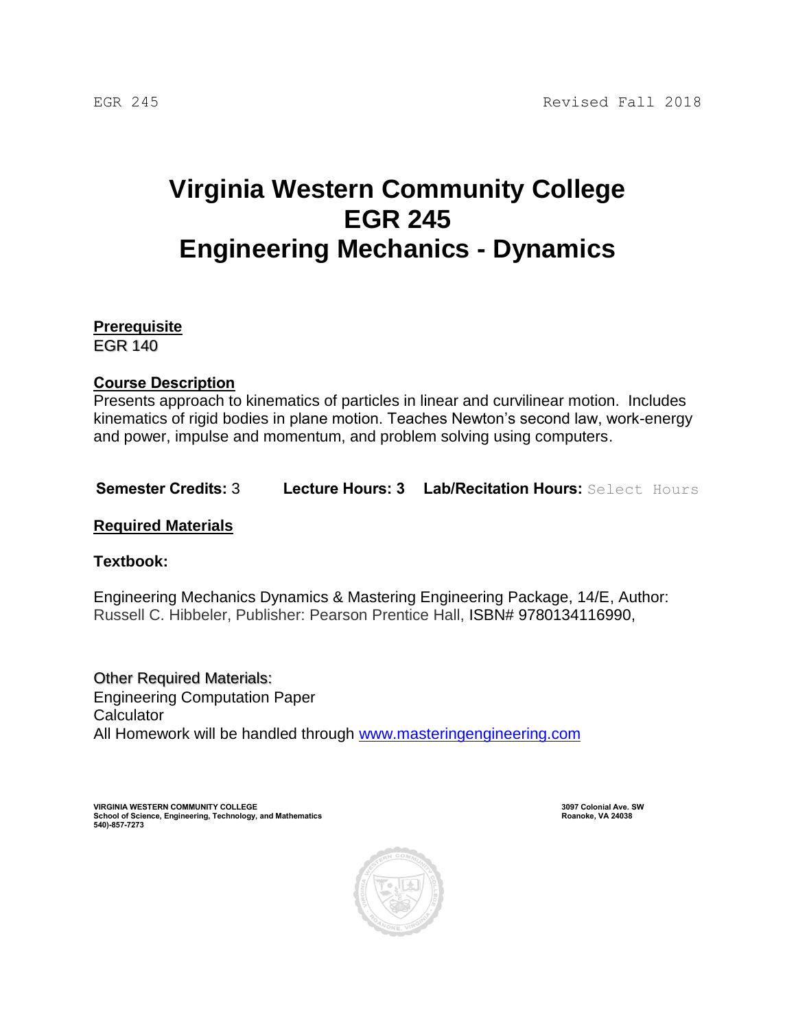# Virginia Western Community College
# EGR 245
# Engineering Mechanics - Dynamics

**Prerequisite**
EGR 140

**Course Description**
Presents approach to kinematics of particles in linear and curvilinear motion. Includes kinematics of rigid bodies in plane motion. Teaches Newton's second law, work-energy and power, impulse and momentum, and problem solving using computers.

**Semester Credits:** 3 **Lecture Hours: 3** **Lab/Recitation Hours:** Select Hours

**Required Materials**

**Textbook:**

Engineering Mechanics Dynamics & Mastering Engineering Package, 14/E, Author: Russell C. Hibbeler, Publisher: Pearson Prentice Hall, ISBN# 9780134116990,

Other Required Materials:
Engineering Computation Paper
Calculator
All Homework will be handled through www.masteringengineering.com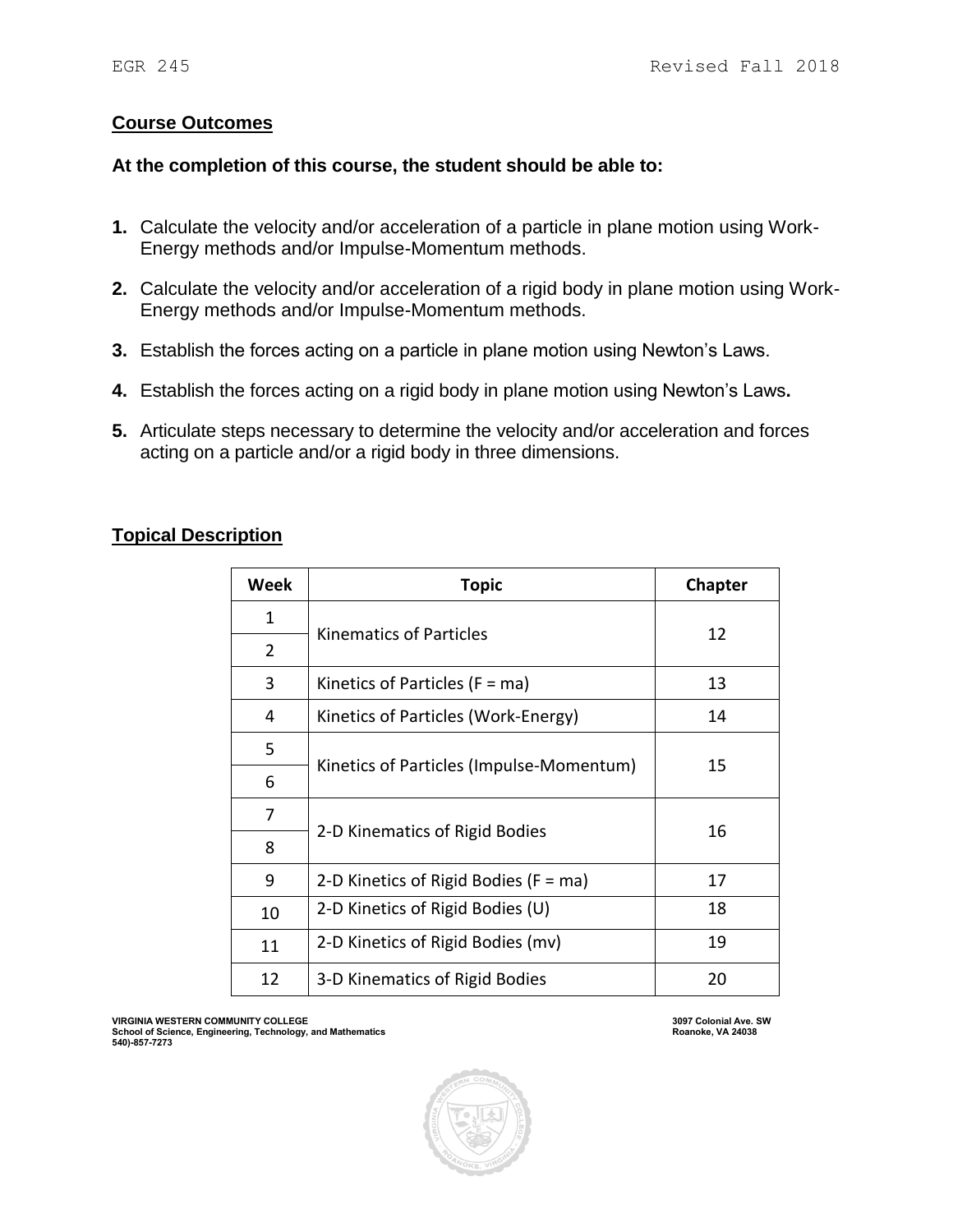## Course Outcomes

### At the completion of this course, the student should be able to:

1. Calculate the velocity and/or acceleration of a particle in plane motion using Work-Energy methods and/or Impulse-Momentum methods.
2. Calculate the velocity and/or acceleration of a rigid body in plane motion using Work-Energy methods and/or Impulse-Momentum methods.
3. Establish the forces acting on a particle in plane motion using Newton's Laws.
4. Establish the forces acting on a rigid body in plane motion using Newton's Laws.
5. Articulate steps necessary to determine the velocity and/or acceleration and forces acting on a particle and/or a rigid body in three dimensions.

## Topical Description

| Week | Topic | Chapter |
|---|---|---|
| 1 | Kinematics of Particles | 12 |
| 2 | | |
| 3 | Kinetics of Particles (F = ma) | 13 |
| 4 | Kinetics of Particles (Work-Energy) | 14 |
| 5 | Kinetics of Particles (Impulse-Momentum) | 15 |
| 6 | | |
| 7 | 2-D Kinematics of Rigid Bodies | 16 |
| 8 | | |
| 9 | 2-D Kinetics of Rigid Bodies (F = ma) | 17 |
| 10 | 2-D Kinetics of Rigid Bodies (U) | 18 |
| 11 | 2-D Kinetics of Rigid Bodies (mv) | 19 |
| 12 | 3-D Kinematics of Rigid Bodies | 20 |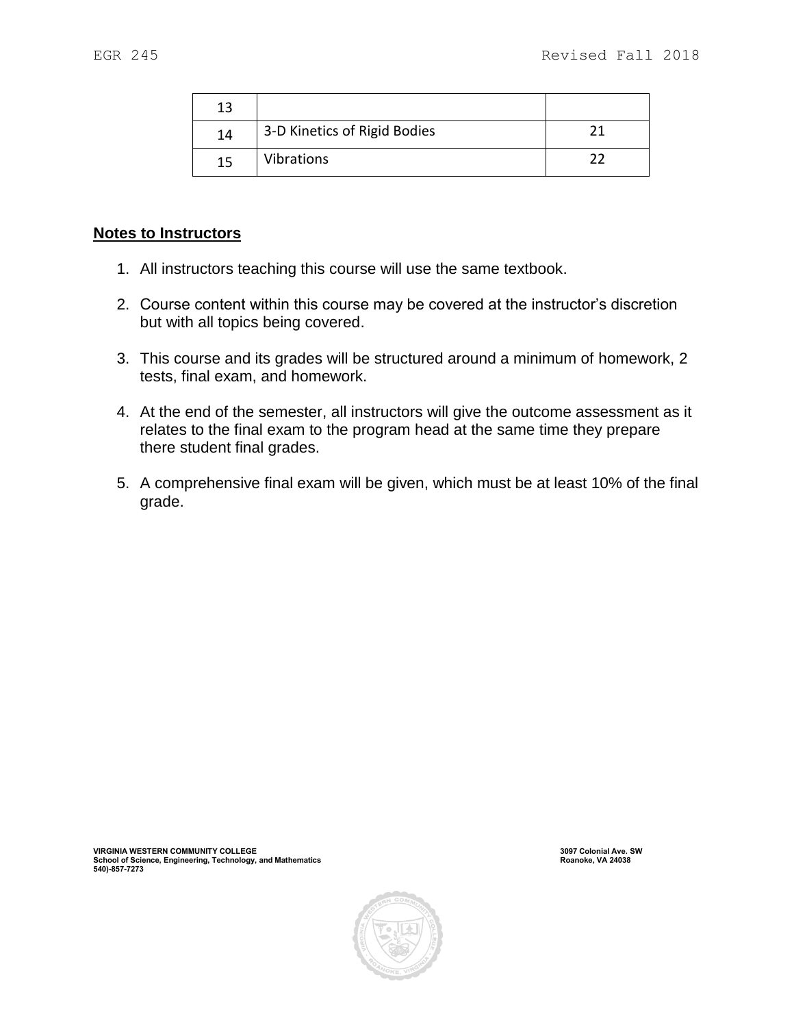| | | |
|---|---|---|
| 13 | | |
| 14 | 3-D Kinetics of Rigid Bodies | 21 |
| 15 | Vibrations | 22 |

**Notes to Instructors**

1. All instructors teaching this course will use the same textbook.

2. Course content within this course may be covered at the instructor's discretion but with all topics being covered.

3. This course and its grades will be structured around a minimum of homework, 2 tests, final exam, and homework.

4. At the end of the semester, all instructors will give the outcome assessment as it relates to the final exam to the program head at the same time they prepare there student final grades.

5. A comprehensive final exam will be given, which must be at least 10% of the final grade.